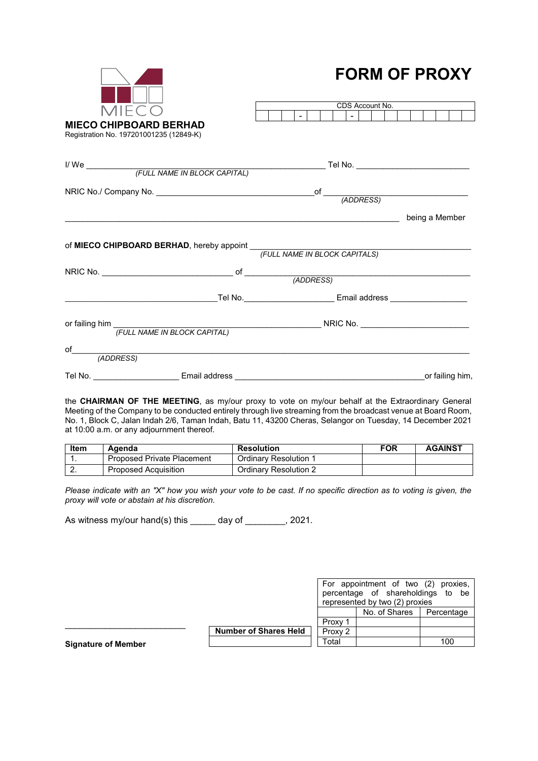MIECO

**MIECO CHIPBOARD BERHAD**
Registration No. 197201001235 (12849-K)

# FORM OF PROXY

| CDS Account No. |
|---|
| &nbsp;&nbsp;&nbsp; - &nbsp;&nbsp;&nbsp; - |

I/ We ______________________________________________ Tel No. ________________________
*(FULL NAME IN BLOCK CAPITAL)*

NRIC No./ Company No. _________________________________of ______________________________
*(ADDRESS)*

_______________________________________________________________________ being a Member

of **MIECO CHIPBOARD BERHAD**, hereby appoint ____________________________________________
*(FULL NAME IN BLOCK CAPITALS)*

NRIC No. ____________________________ of ________________________________________________
*(ADDRESS)*

________________________________Tel No.__________________ Email address ________________

or failing him _____________________________________________ NRIC No. ________________________
*(FULL NAME IN BLOCK CAPITAL)*

of_____________________________________________________________________________________
*(ADDRESS)*

Tel No. __________________ Email address ________________________________________or failing him,

the **CHAIRMAN OF THE MEETING**, as my/our proxy to vote on my/our behalf at the Extraordinary General Meeting of the Company to be conducted entirely through live streaming from the broadcast venue at Board Room, No. 1, Block C, Jalan Indah 2/6, Taman Indah, Batu 11, 43200 Cheras, Selangor on Tuesday, 14 December 2021 at 10:00 a.m. or any adjournment thereof.

| Item | Agenda | Resolution | FOR | AGAINST |
|---|---|---|---|---|
| 1. | Proposed Private Placement | Ordinary Resolution 1 | | |
| 2. | Proposed Acquisition | Ordinary Resolution 2 | | |

*Please indicate with an "X" how you wish your vote to be cast. If no specific direction as to voting is given, the proxy will vote or abstain at his discretion.*

As witness my/our hand(s) this _____ day of ________, 2021.

| For appointment of two (2) proxies, percentage of shareholdings to be represented by two (2) proxies | | |
|---|---|---|
| | No. of Shares | Percentage |
| Proxy 1 | | |
| Proxy 2 | | |
| Total | | 100 |

| Number of Shares Held |
|---|
| |

_________________________
**Signature of Member**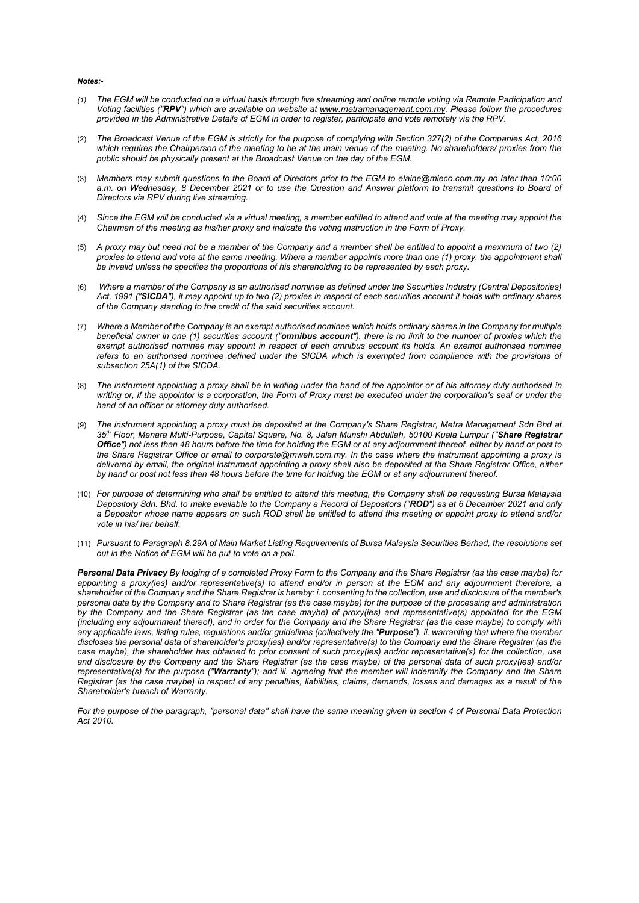***Notes:-***

*(1) The EGM will be conducted on a virtual basis through live streaming and online remote voting via Remote Participation and Voting facilities ("**RPV**") which are available on website at www.metramanagement.com.my. Please follow the procedures provided in the Administrative Details of EGM in order to register, participate and vote remotely via the RPV.*

(2) *The Broadcast Venue of the EGM is strictly for the purpose of complying with Section 327(2) of the Companies Act, 2016 which requires the Chairperson of the meeting to be at the main venue of the meeting. No shareholders/ proxies from the public should be physically present at the Broadcast Venue on the day of the EGM.*

(3) *Members may submit questions to the Board of Directors prior to the EGM to elaine@mieco.com.my no later than 10:00 a.m. on Wednesday, 8 December 2021 or to use the Question and Answer platform to transmit questions to Board of Directors via RPV during live streaming.*

(4) *Since the EGM will be conducted via a virtual meeting, a member entitled to attend and vote at the meeting may appoint the Chairman of the meeting as his/her proxy and indicate the voting instruction in the Form of Proxy.*

(5) *A proxy may but need not be a member of the Company and a member shall be entitled to appoint a maximum of two (2) proxies to attend and vote at the same meeting. Where a member appoints more than one (1) proxy, the appointment shall be invalid unless he specifies the proportions of his shareholding to be represented by each proxy.*

(6) *Where a member of the Company is an authorised nominee as defined under the Securities Industry (Central Depositories) Act, 1991 ("**SICDA**"), it may appoint up to two (2) proxies in respect of each securities account it holds with ordinary shares of the Company standing to the credit of the said securities account.*

(7) *Where a Member of the Company is an exempt authorised nominee which holds ordinary shares in the Company for multiple beneficial owner in one (1) securities account ("**omnibus account**"), there is no limit to the number of proxies which the exempt authorised nominee may appoint in respect of each omnibus account its holds. An exempt authorised nominee refers to an authorised nominee defined under the SICDA which is exempted from compliance with the provisions of subsection 25A(1) of the SICDA.*

(8) *The instrument appointing a proxy shall be in writing under the hand of the appointor or of his attorney duly authorised in writing or, if the appointor is a corporation, the Form of Proxy must be executed under the corporation's seal or under the hand of an officer or attorney duly authorised.*

(9) *The instrument appointing a proxy must be deposited at the Company's Share Registrar, Metra Management Sdn Bhd at 35th Floor, Menara Multi-Purpose, Capital Square, No. 8, Jalan Munshi Abdullah, 50100 Kuala Lumpur ("**Share Registrar Office**") not less than 48 hours before the time for holding the EGM or at any adjournment thereof, either by hand or post to the Share Registrar Office or email to corporate@mweh.com.my. In the case where the instrument appointing a proxy is delivered by email, the original instrument appointing a proxy shall also be deposited at the Share Registrar Office, either by hand or post not less than 48 hours before the time for holding the EGM or at any adjournment thereof.*

(10) *For purpose of determining who shall be entitled to attend this meeting, the Company shall be requesting Bursa Malaysia Depository Sdn. Bhd. to make available to the Company a Record of Depositors ("**ROD**") as at 6 December 2021 and only a Depositor whose name appears on such ROD shall be entitled to attend this meeting or appoint proxy to attend and/or vote in his/ her behalf.*

(11) *Pursuant to Paragraph 8.29A of Main Market Listing Requirements of Bursa Malaysia Securities Berhad, the resolutions set out in the Notice of EGM will be put to vote on a poll.*

***Personal Data Privacy*** *By lodging of a completed Proxy Form to the Company and the Share Registrar (as the case maybe) for appointing a proxy(ies) and/or representative(s) to attend and/or in person at the EGM and any adjournment therefore, a shareholder of the Company and the Share Registrar is hereby: i. consenting to the collection, use and disclosure of the member's personal data by the Company and to Share Registrar (as the case maybe) for the purpose of the processing and administration by the Company and the Share Registrar (as the case maybe) of proxy(ies) and representative(s) appointed for the EGM (including any adjournment thereof), and in order for the Company and the Share Registrar (as the case maybe) to comply with any applicable laws, listing rules, regulations and/or guidelines (collectively the "**Purpose**"). ii. warranting that where the member discloses the personal data of shareholder's proxy(ies) and/or representative(s) to the Company and the Share Registrar (as the case maybe), the shareholder has obtained to prior consent of such proxy(ies) and/or representative(s) for the collection, use and disclosure by the Company and the Share Registrar (as the case maybe) of the personal data of such proxy(ies) and/or representative(s) for the purpose ("**Warranty**"); and iii. agreeing that the member will indemnify the Company and the Share Registrar (as the case maybe) in respect of any penalties, liabilities, claims, demands, losses and damages as a result of the Shareholder's breach of Warranty.*

*For the purpose of the paragraph, "personal data" shall have the same meaning given in section 4 of Personal Data Protection Act 2010.*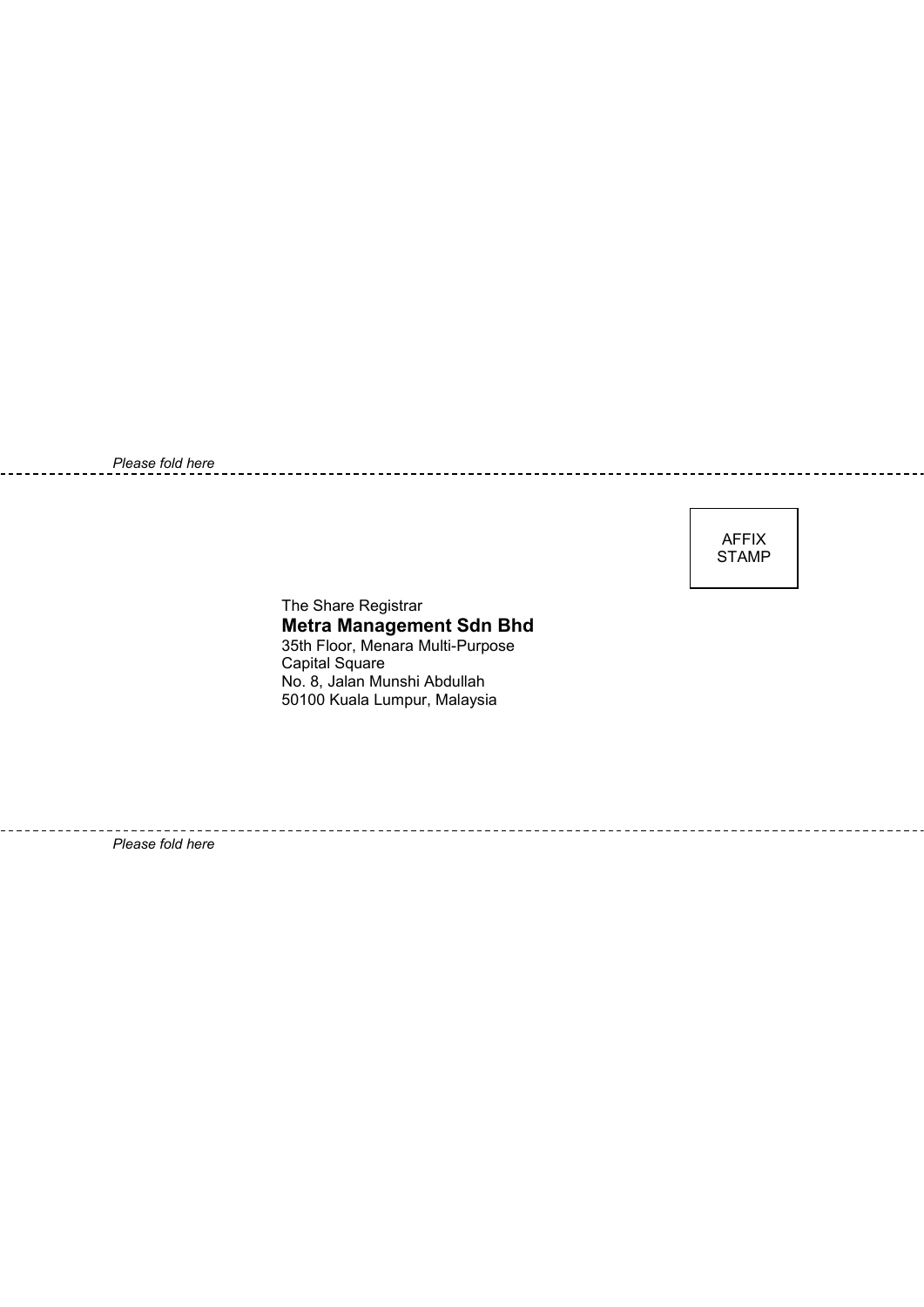*Please fold here*

AFFIX STAMP

The Share Registrar
**Metra Management Sdn Bhd**
35th Floor, Menara Multi-Purpose
Capital Square
No. 8, Jalan Munshi Abdullah
50100 Kuala Lumpur, Malaysia

*Please fold here*